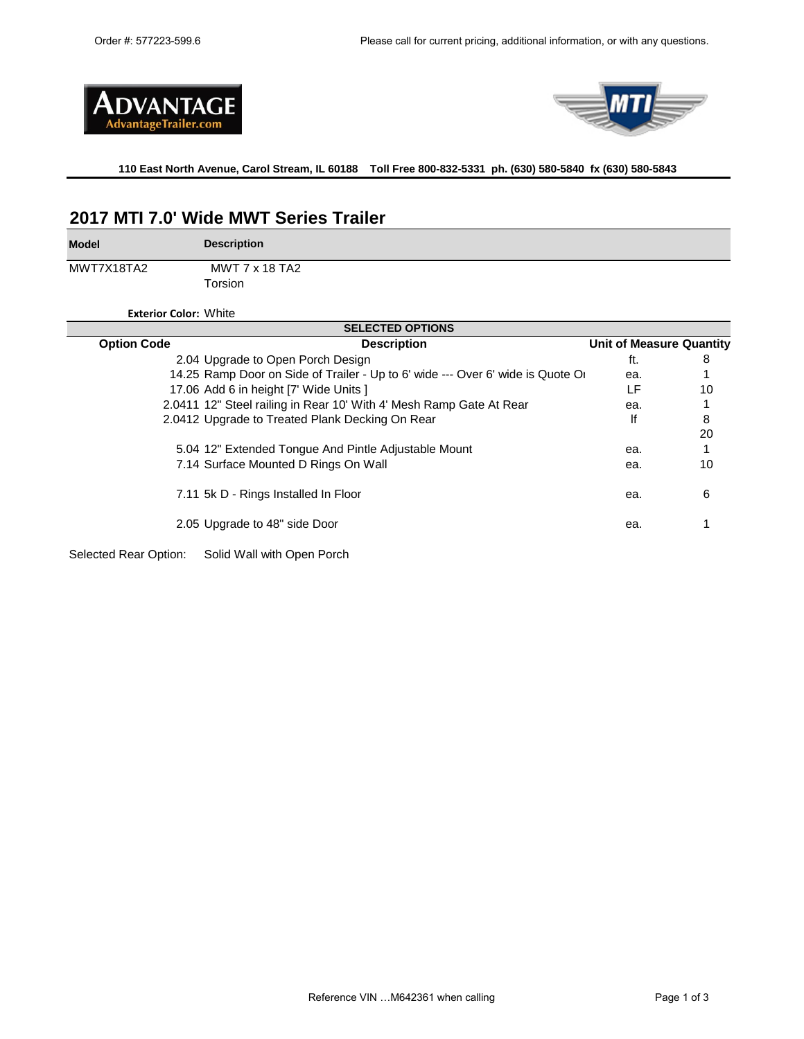Order #: 577223-599.6

Please call for current pricing, additional information, or with any questions.

**ADVANTAGE**
**AdvantageTrailer.com**

**MTI**

**110 East North Avenue, Carol Stream, IL 60188 Toll Free 800-832-5331 ph. (630) 580-5840 fx (630) 580-5843**

## 2017 MTI 7.0' Wide MWT Series Trailer

| Model | Description |
|---|---|
| MWT7X18TA2 | MWT 7 x 18 TA2 Torsion |

**Exterior Color:** White

**SELECTED OPTIONS**

| Option Code | Description | Unit of Measure | Quantity |
|---|---|---|---|
| 2.04 | Upgrade to Open Porch Design | ft. | 8 |
| 14.25 | Ramp Door on Side of Trailer - Up to 6' wide --- Over 6' wide is Quote Oı | ea. | 1 |
| 17.06 | Add 6 in height [7' Wide Units ] | LF | 10 |
| 2.0411 | 12" Steel railing in Rear 10' With 4' Mesh Ramp Gate At Rear | ea. | 1 |
| 2.0412 | Upgrade to Treated Plank Decking On Rear | lf | 8 |
| | | | 20 |
| 5.04 | 12" Extended Tongue And Pintle Adjustable Mount | ea. | 1 |
| 7.14 | Surface Mounted D Rings On Wall | ea. | 10 |
| 7.11 | 5k D - Rings Installed In Floor | ea. | 6 |
| 2.05 | Upgrade to 48" side Door | ea. | 1 |

Selected Rear Option: Solid Wall with Open Porch

Reference VIN …M642361 when calling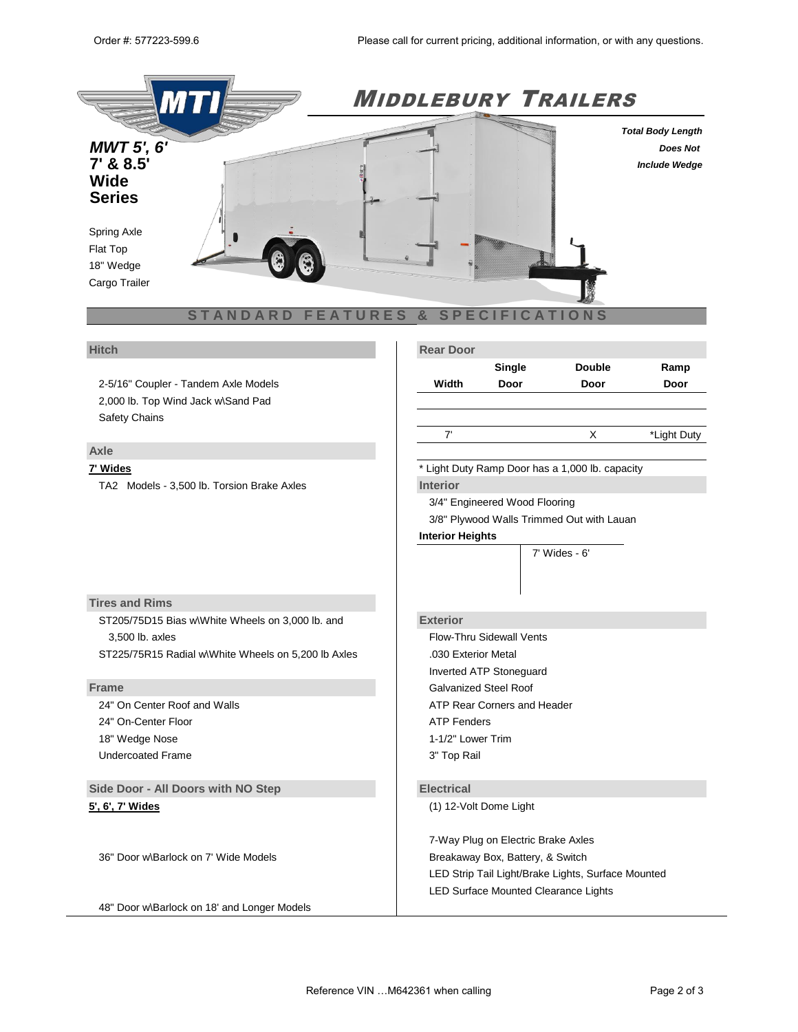Order #: 577223-599.6

Please call for current pricing, additional information, or with any questions.

# MIDDLEBURY TRAILERS

***MWT 5', 6'***
**7' & 8.5' Wide Series**

*Total Body Length Does Not Include Wedge*

Spring Axle
Flat Top
18" Wedge
Cargo Trailer

## STANDARD FEATURES & SPECIFICATIONS

### Hitch

2-5/16" Coupler - Tandem Axle Models
2,000 lb. Top Wind Jack w\Sand Pad
Safety Chains

### Axle

**7' Wides**

TA2 Models - 3,500 lb. Torsion Brake Axles

### Tires and Rims

ST205/75D15 Bias w\White Wheels on 3,000 lb. and 3,500 lb. axles
ST225/75R15 Radial w\White Wheels on 5,200 lb Axles

### Frame

24" On Center Roof and Walls
24" On-Center Floor
18" Wedge Nose
Undercoated Frame

### Side Door - All Doors with NO Step

**5', 6', 7' Wides**

36" Door w\Barlock on 7' Wide Models

48" Door w\Barlock on 18' and Longer Models

### Rear Door

| Width | Single Door | Double Door | Ramp Door |
|---|---|---|---|
| 7' | | X | *Light Duty |

* Light Duty Ramp Door has a 1,000 lb. capacity

### Interior

3/4" Engineered Wood Flooring
3/8" Plywood Walls Trimmed Out with Lauan

**Interior Heights**

7' Wides - 6'

### Exterior

Flow-Thru Sidewall Vents
.030 Exterior Metal
Inverted ATP Stoneguard
Galvanized Steel Roof
ATP Rear Corners and Header
ATP Fenders
1-1/2" Lower Trim
3" Top Rail

### Electrical

(1) 12-Volt Dome Light

7-Way Plug on Electric Brake Axles
Breakaway Box, Battery, & Switch
LED Strip Tail Light/Brake Lights, Surface Mounted
LED Surface Mounted Clearance Lights

Reference VIN …M642361 when calling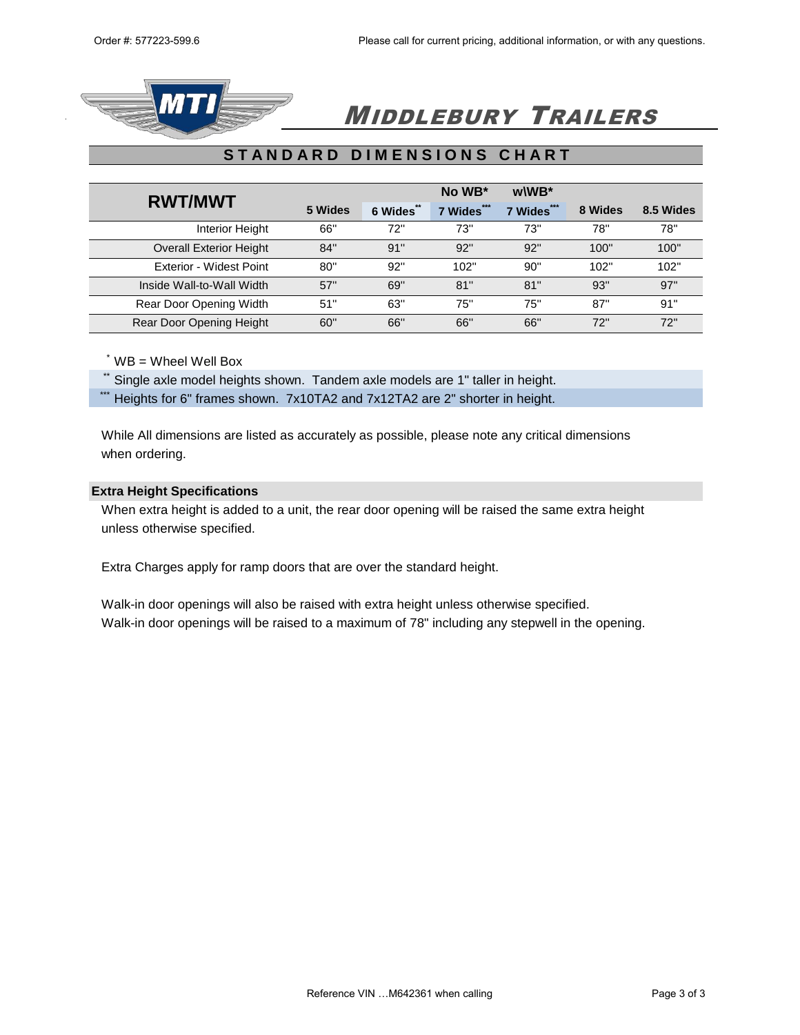# MIDDLEBURY TRAILERS

## STANDARD DIMENSIONS CHART

| RWT/MWT | | | No WB* | w\WB* | | |
|---|---|---|---|---|---|---|
| | 5 Wides | 6 Wides** | 7 Wides*** | 7 Wides*** | 8 Wides | 8.5 Wides |
| Interior Height | 66" | 72" | 73" | 73" | 78" | 78" |
| Overall Exterior Height | 84" | 91" | 92" | 92" | 100" | 100" |
| Exterior - Widest Point | 80" | 92" | 102" | 90" | 102" | 102" |
| Inside Wall-to-Wall Width | 57" | 69" | 81" | 81" | 93" | 97" |
| Rear Door Opening Width | 51" | 63" | 75" | 75" | 87" | 91" |
| Rear Door Opening Height | 60" | 66" | 66" | 66" | 72" | 72" |

\* WB = Wheel Well Box

\*\* Single axle model heights shown. Tandem axle models are 1" taller in height.

\*\*\* Heights for 6" frames shown. 7x10TA2 and 7x12TA2 are 2" shorter in height.

While All dimensions are listed as accurately as possible, please note any critical dimensions when ordering.

### Extra Height Specifications

When extra height is added to a unit, the rear door opening will be raised the same extra height unless otherwise specified.

Extra Charges apply for ramp doors that are over the standard height.

Walk-in door openings will also be raised with extra height unless otherwise specified.
Walk-in door openings will be raised to a maximum of 78" including any stepwell in the opening.